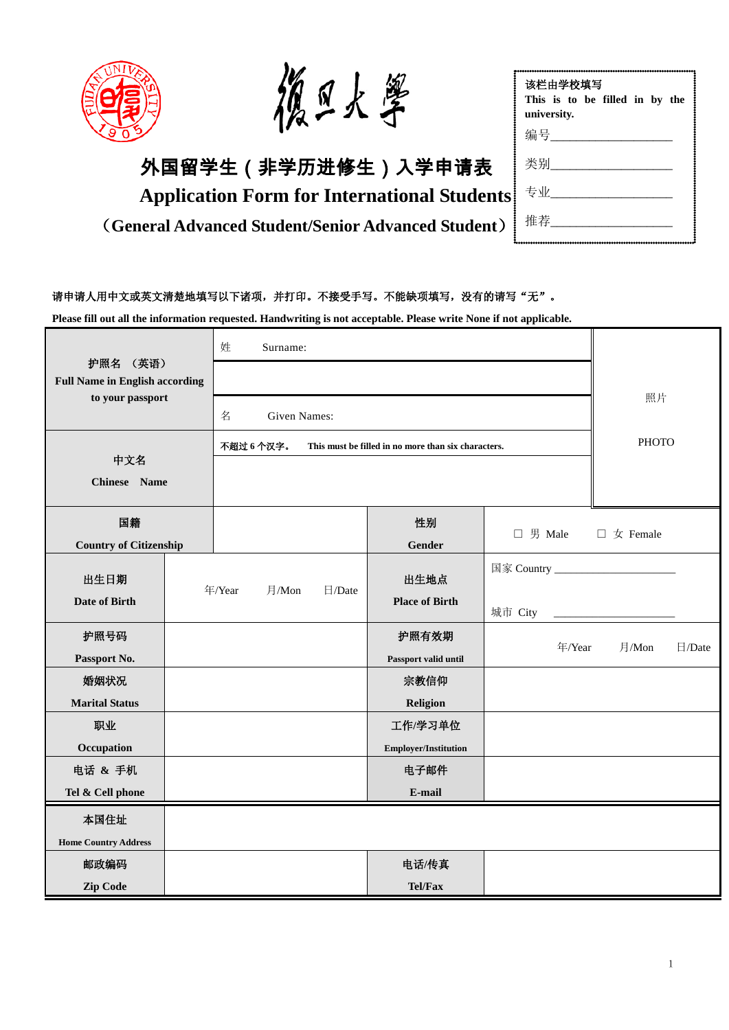复旦大學

# 外国留学生（非学历进修生）入学申请表

# Application Form for International Students

## （General Advanced Student/Senior Advanced Student）

| 该栏由学校填写 This is to be filled in by the university. |
|---|
| 编号___________________ |
| 类别___________________ |
| 专业___________________ |
| 推荐___________________ |

**请申请人用中文或英文清楚地填写以下诸项，并打印。不接受手写。不能缺项填写，没有的请写“无”。**

**Please fill out all the information requested. Handwriting is not acceptable. Please write None if not applicable.**

| | | | | |
|---|---|---|---|---|
| **护照名 （英语）**<br>**Full Name in English according to your passport** | 姓 Surname: | | | 照片<br><br>PHOTO |
| | 名 Given Names: | | | |
| **中文名**<br>**Chinese Name** | 不超过 6 个汉字。 This must be filled in no more than six characters. | | | |
| **国籍**<br>**Country of Citizenship** | | **性别**<br>**Gender** | ☐ 男 Male ☐ 女 Female | |
| **出生日期**<br>**Date of Birth** | 年/Year 月/Mon 日/Date | **出生地点**<br>**Place of Birth** | 国家 Country ____________________<br>城市 City ____________________ | |
| **护照号码**<br>**Passport No.** | | **护照有效期**<br>**Passport valid until** | 年/Year 月/Mon 日/Date | |
| **婚姻状况**<br>**Marital Status** | | **宗教信仰**<br>**Religion** | | |
| **职业**<br>**Occupation** | | **工作/学习单位**<br>**Employer/Institution** | | |
| **电话 & 手机**<br>**Tel & Cell phone** | | **电子邮件**<br>**E-mail** | | |
| **本国住址**<br>**Home Country Address** | | | | |
| **邮政编码**<br>**Zip Code** | | **电话/传真**<br>**Tel/Fax** | | |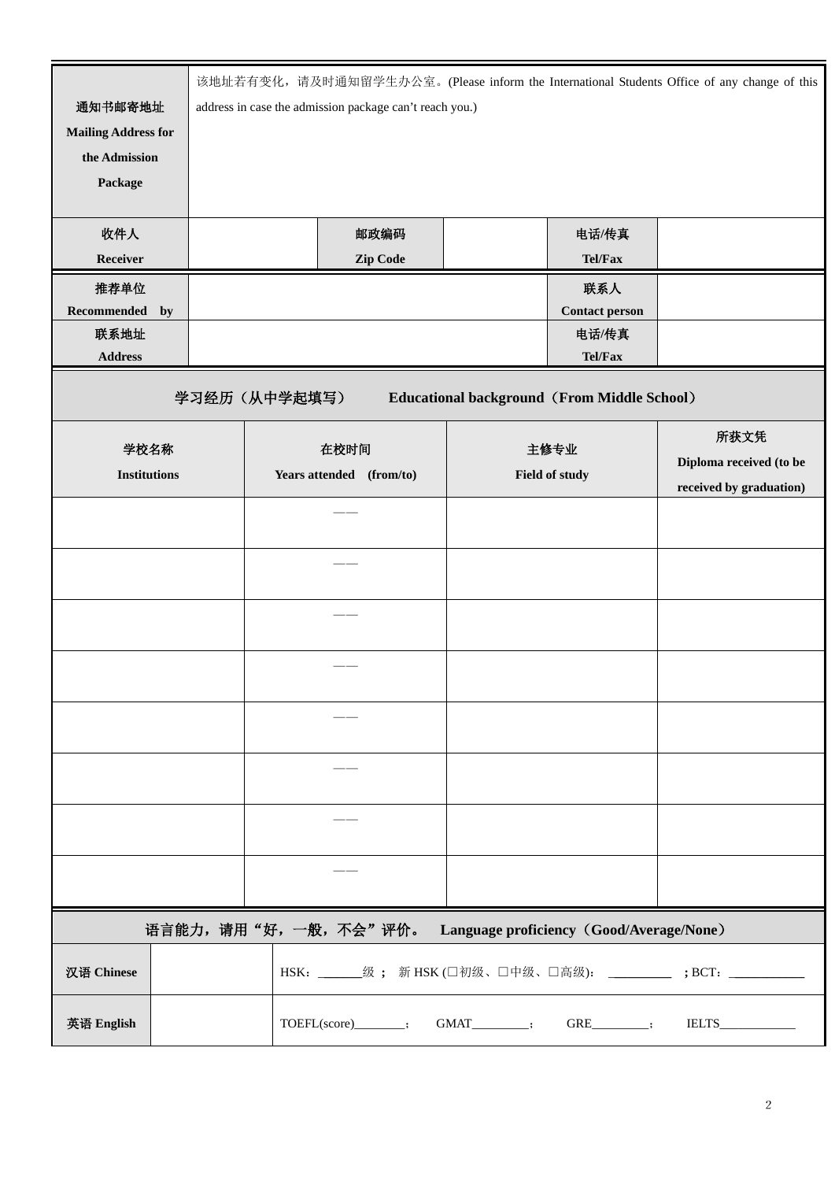| 通知书邮寄地址 Mailing Address for the Admission Package | 该地址若有变化，请及时通知留学生办公室。(Please inform the International Students Office of any change of this address in case the admission package can't reach you.) | | | | |
|---|---|---|---|---|---|
| 收件人 Receiver | | 邮政编码 Zip Code | | 电话/传真 Tel/Fax | |

| 推荐单位 Recommended by | | 联系人 Contact person | |
|---|---|---|---|
| 联系地址 Address | | 电话/传真 Tel/Fax | |

**学习经历（从中学起填写）　Educational background（From Middle School）**

| 学校名称 Institutions | 在校时间 Years attended (from/to) | 主修专业 Field of study | 所获文凭 Diploma received (to be received by graduation) |
|---|---|---|---|
| | —— | | |
| | —— | | |
| | —— | | |
| | —— | | |
| | —— | | |
| | —— | | |
| | —— | | |
| | —— | | |

**语言能力，请用“好，一般，不会”评价。 Language proficiency（Good/Average/None）**

| | | |
|---|---|---|
| 汉语 Chinese | | HSK：______级；新 HSK (☐初级、☐中级、☐高级)：_________；BCT：___________ |
| 英语 English | | TOEFL(score)________； GMAT_________； GRE_________； IELTS____________ |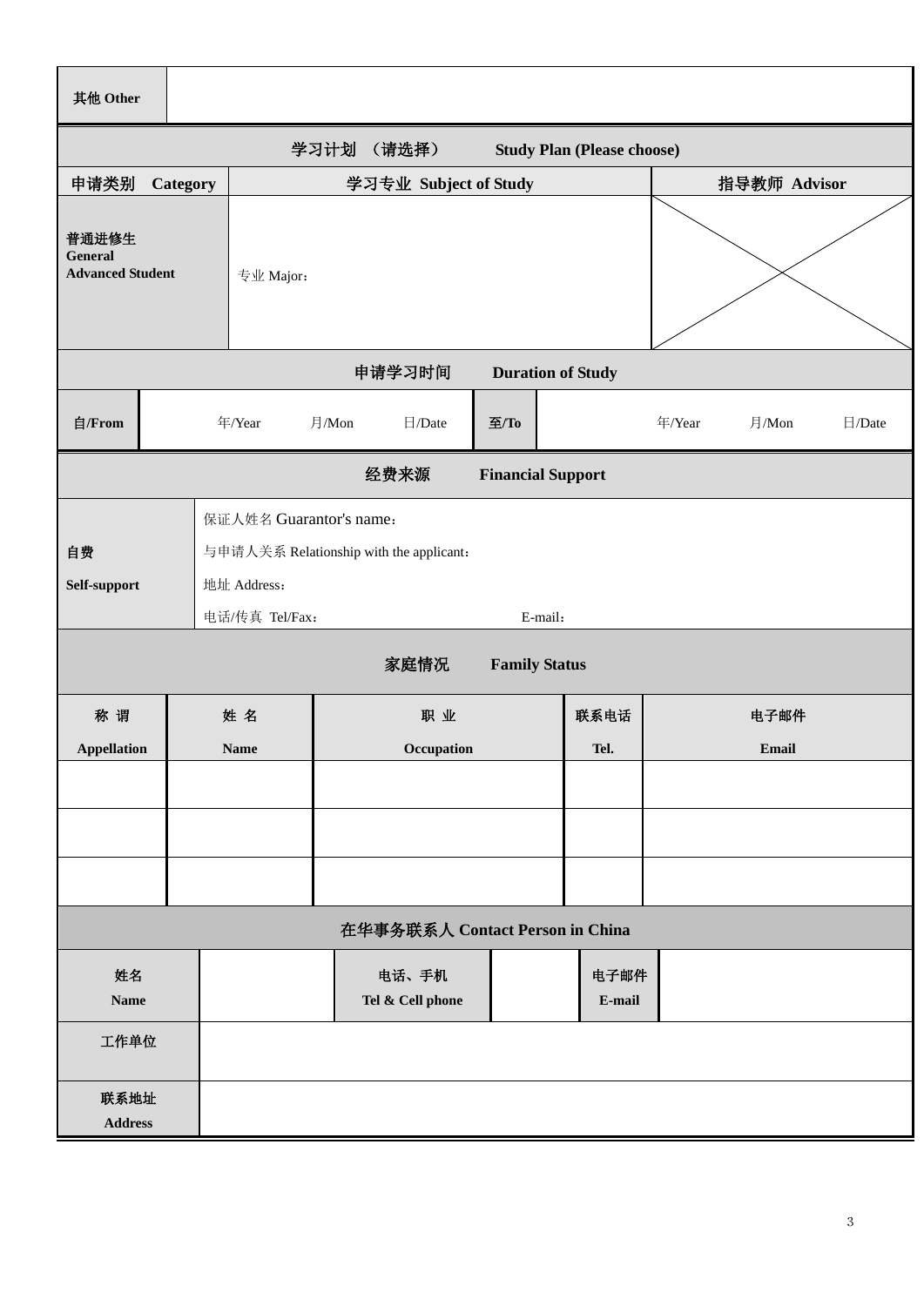| 其他 Other | |
|---|---|

| 学习计划 （请选择） Study Plan (Please choose) | | |
|---|---|---|
| 申请类别 Category | 学习专业 Subject of Study | 指导教师 Advisor |
| 普通进修生 General Advanced Student | 专业 Major： | |

| 申请学习时间 Duration of Study | | | | | | | | | |
|---|---|---|---|---|---|---|---|---|---|
| 自/From | | 年/Year | 月/Mon | 日/Date | 至/To | | 年/Year | 月/Mon | 日/Date |

| 经费来源 Financial Support | |
|---|---|
| 自费 Self-support | 保证人姓名 Guarantor's name：<br>与申请人关系 Relationship with the applicant：<br>地址 Address：<br>电话/传真 Tel/Fax： E-mail： |

| 家庭情况 Family Status | | | | |
|---|---|---|---|---|
| 称 谓 Appellation | 姓 名 Name | 职 业 Occupation | 联系电话 Tel. | 电子邮件 Email |
| | | | | |
| | | | | |
| | | | | |

| 在华事务联系人 Contact Person in China | | | | | |
|---|---|---|---|---|---|
| 姓名 Name | | 电话、手机 Tel & Cell phone | | 电子邮件 E-mail | |
| 工作单位 | | | | | |
| 联系地址 Address | | | | | |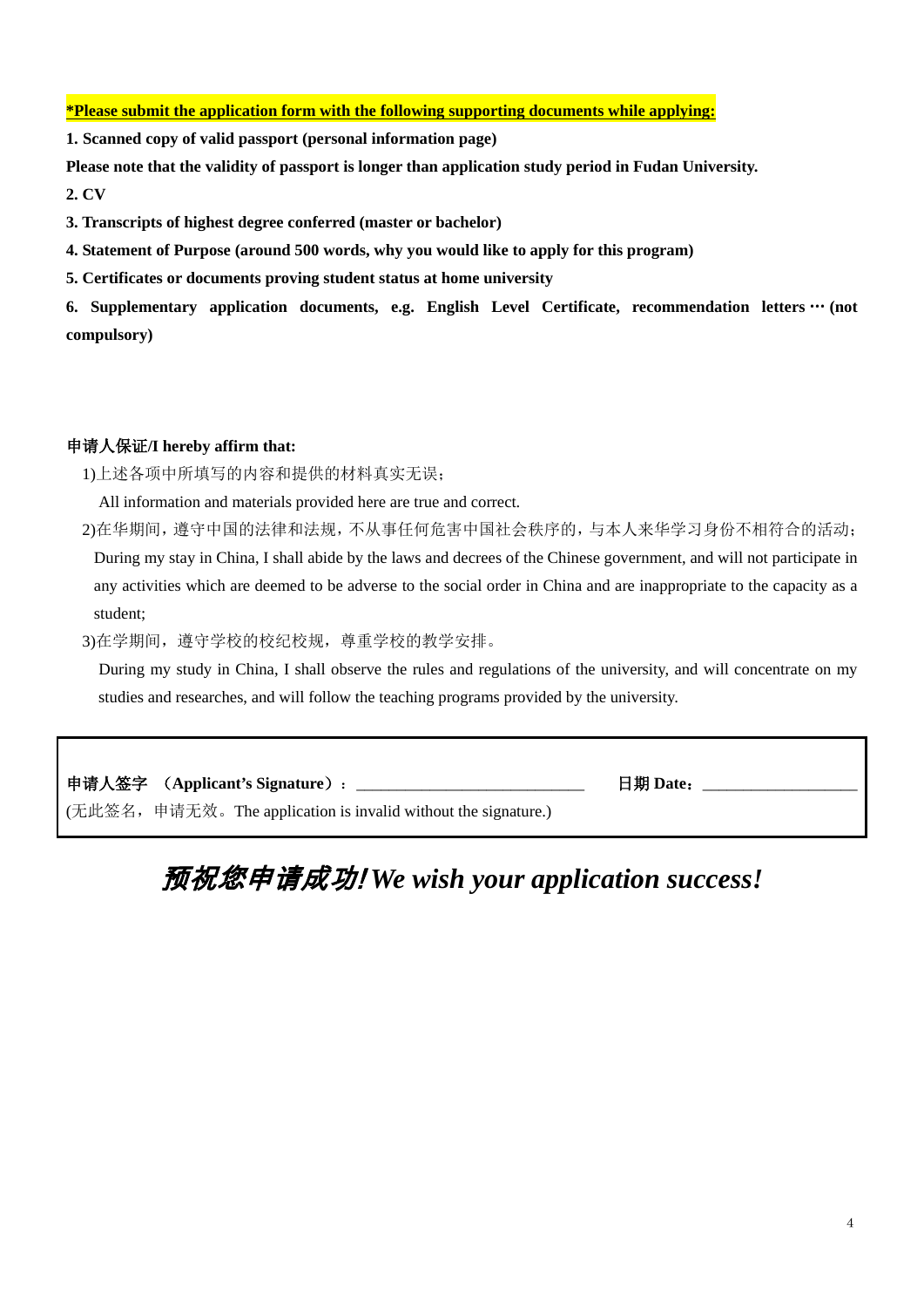**\*Please submit the application form with the following supporting documents while applying:**

**1. Scanned copy of valid passport (personal information page)**

**Please note that the validity of passport is longer than application study period in Fudan University.**

**2. CV**

**3. Transcripts of highest degree conferred (master or bachelor)**

**4. Statement of Purpose (around 500 words, why you would like to apply for this program)**

**5. Certificates or documents proving student status at home university**

**6. Supplementary application documents, e.g. English Level Certificate, recommendation letters… (not compulsory)**

**申请人保证/I hereby affirm that:**

1)上述各项中所填写的内容和提供的材料真实无误；

All information and materials provided here are true and correct.

2)在华期间，遵守中国的法律和法规，不从事任何危害中国社会秩序的，与本人来华学习身份不相符合的活动；

During my stay in China, I shall abide by the laws and decrees of the Chinese government, and will not participate in any activities which are deemed to be adverse to the social order in China and are inappropriate to the capacity as a student;

3)在学期间，遵守学校的校纪校规，尊重学校的教学安排。

During my study in China, I shall observe the rules and regulations of the university, and will concentrate on my studies and researches, and will follow the teaching programs provided by the university.

**申请人签字 （Applicant's Signature）：** ____________________________ **日期 Date：** ___________________

(无此签名，申请无效。The application is invalid without the signature.)

***预祝您申请成功!We wish your application success!***